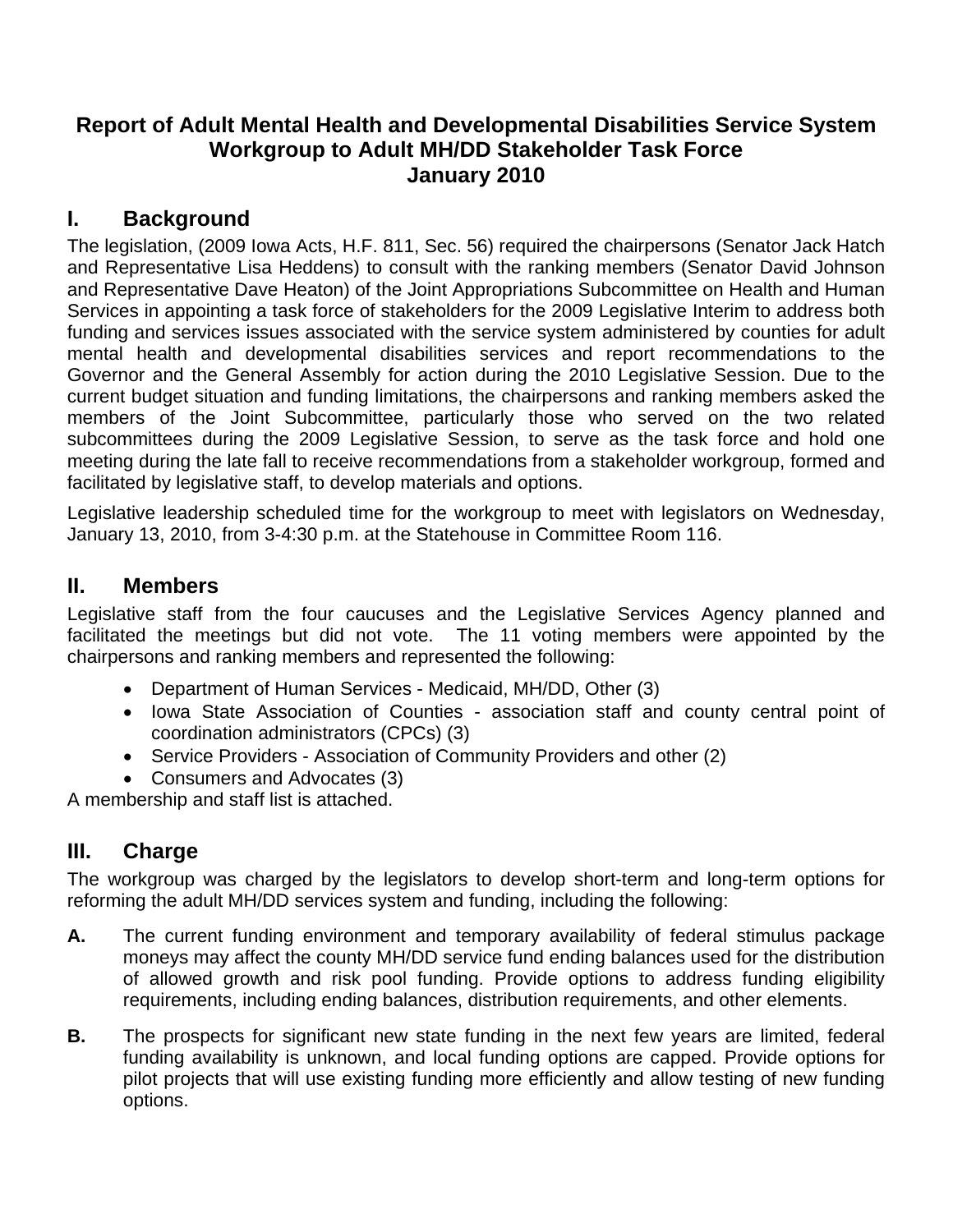# Report of Adult Mental Health and Developmental Disabilities Service System Workgroup to Adult MH/DD Stakeholder Task Force
# January 2010

## I. Background

The legislation, (2009 Iowa Acts, H.F. 811, Sec. 56) required the chairpersons (Senator Jack Hatch and Representative Lisa Heddens) to consult with the ranking members (Senator David Johnson and Representative Dave Heaton) of the Joint Appropriations Subcommittee on Health and Human Services in appointing a task force of stakeholders for the 2009 Legislative Interim to address both funding and services issues associated with the service system administered by counties for adult mental health and developmental disabilities services and report recommendations to the Governor and the General Assembly for action during the 2010 Legislative Session. Due to the current budget situation and funding limitations, the chairpersons and ranking members asked the members of the Joint Subcommittee, particularly those who served on the two related subcommittees during the 2009 Legislative Session, to serve as the task force and hold one meeting during the late fall to receive recommendations from a stakeholder workgroup, formed and facilitated by legislative staff, to develop materials and options.

Legislative leadership scheduled time for the workgroup to meet with legislators on Wednesday, January 13, 2010, from 3-4:30 p.m. at the Statehouse in Committee Room 116.

## II. Members

Legislative staff from the four caucuses and the Legislative Services Agency planned and facilitated the meetings but did not vote. The 11 voting members were appointed by the chairpersons and ranking members and represented the following:

- Department of Human Services - Medicaid, MH/DD, Other (3)
- Iowa State Association of Counties - association staff and county central point of coordination administrators (CPCs) (3)
- Service Providers - Association of Community Providers and other (2)
- Consumers and Advocates (3)

A membership and staff list is attached.

## III. Charge

The workgroup was charged by the legislators to develop short-term and long-term options for reforming the adult MH/DD services system and funding, including the following:

**A.** The current funding environment and temporary availability of federal stimulus package moneys may affect the county MH/DD service fund ending balances used for the distribution of allowed growth and risk pool funding. Provide options to address funding eligibility requirements, including ending balances, distribution requirements, and other elements.

**B.** The prospects for significant new state funding in the next few years are limited, federal funding availability is unknown, and local funding options are capped. Provide options for pilot projects that will use existing funding more efficiently and allow testing of new funding options.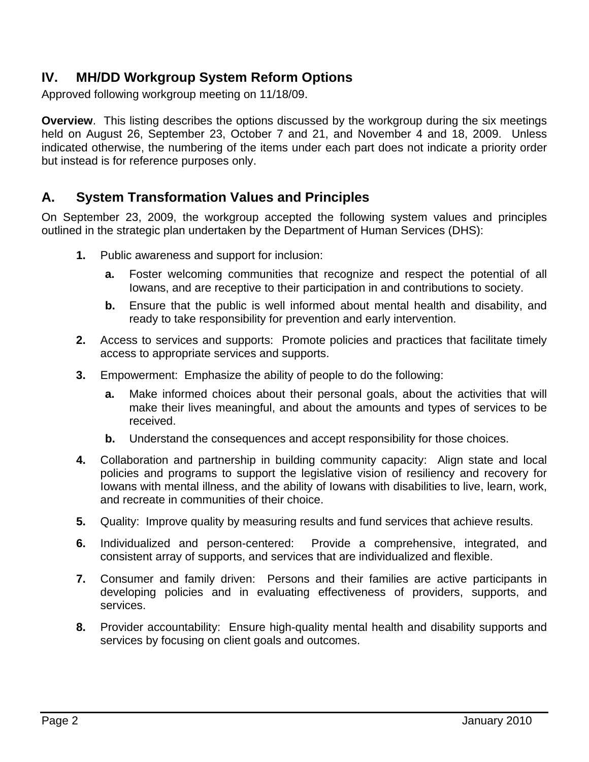## IV. MH/DD Workgroup System Reform Options

Approved following workgroup meeting on 11/18/09.

**Overview**. This listing describes the options discussed by the workgroup during the six meetings held on August 26, September 23, October 7 and 21, and November 4 and 18, 2009. Unless indicated otherwise, the numbering of the items under each part does not indicate a priority order but instead is for reference purposes only.

## A. System Transformation Values and Principles

On September 23, 2009, the workgroup accepted the following system values and principles outlined in the strategic plan undertaken by the Department of Human Services (DHS):

**1.** Public awareness and support for inclusion:

- **a.** Foster welcoming communities that recognize and respect the potential of all Iowans, and are receptive to their participation in and contributions to society.
- **b.** Ensure that the public is well informed about mental health and disability, and ready to take responsibility for prevention and early intervention.

**2.** Access to services and supports: Promote policies and practices that facilitate timely access to appropriate services and supports.

**3.** Empowerment: Emphasize the ability of people to do the following:

- **a.** Make informed choices about their personal goals, about the activities that will make their lives meaningful, and about the amounts and types of services to be received.
- **b.** Understand the consequences and accept responsibility for those choices.

**4.** Collaboration and partnership in building community capacity: Align state and local policies and programs to support the legislative vision of resiliency and recovery for Iowans with mental illness, and the ability of Iowans with disabilities to live, learn, work, and recreate in communities of their choice.

**5.** Quality: Improve quality by measuring results and fund services that achieve results.

**6.** Individualized and person-centered: Provide a comprehensive, integrated, and consistent array of supports, and services that are individualized and flexible.

**7.** Consumer and family driven: Persons and their families are active participants in developing policies and in evaluating effectiveness of providers, supports, and services.

**8.** Provider accountability: Ensure high-quality mental health and disability supports and services by focusing on client goals and outcomes.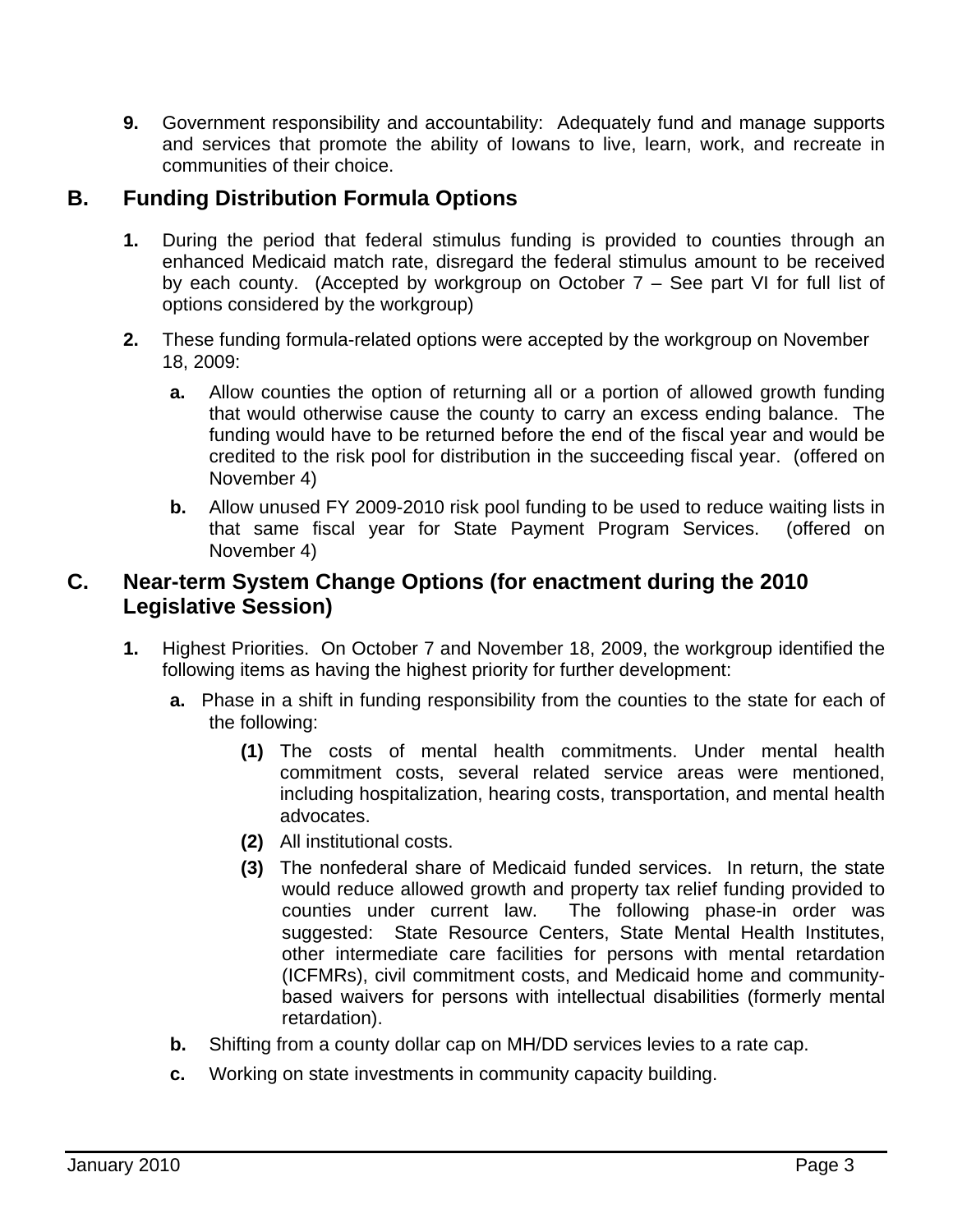9. Government responsibility and accountability: Adequately fund and manage supports and services that promote the ability of Iowans to live, learn, work, and recreate in communities of their choice.

## B. Funding Distribution Formula Options

1. During the period that federal stimulus funding is provided to counties through an enhanced Medicaid match rate, disregard the federal stimulus amount to be received by each county. (Accepted by workgroup on October 7 – See part VI for full list of options considered by the workgroup)

2. These funding formula-related options were accepted by the workgroup on November 18, 2009:

   a. Allow counties the option of returning all or a portion of allowed growth funding that would otherwise cause the county to carry an excess ending balance. The funding would have to be returned before the end of the fiscal year and would be credited to the risk pool for distribution in the succeeding fiscal year. (offered on November 4)

   b. Allow unused FY 2009-2010 risk pool funding to be used to reduce waiting lists in that same fiscal year for State Payment Program Services. (offered on November 4)

## C. Near-term System Change Options (for enactment during the 2010 Legislative Session)

1. Highest Priorities. On October 7 and November 18, 2009, the workgroup identified the following items as having the highest priority for further development:

   a. Phase in a shift in funding responsibility from the counties to the state for each of the following:

      (1) The costs of mental health commitments. Under mental health commitment costs, several related service areas were mentioned, including hospitalization, hearing costs, transportation, and mental health advocates.

      (2) All institutional costs.

      (3) The nonfederal share of Medicaid funded services. In return, the state would reduce allowed growth and property tax relief funding provided to counties under current law. The following phase-in order was suggested: State Resource Centers, State Mental Health Institutes, other intermediate care facilities for persons with mental retardation (ICFMRs), civil commitment costs, and Medicaid home and community-based waivers for persons with intellectual disabilities (formerly mental retardation).

   b. Shifting from a county dollar cap on MH/DD services levies to a rate cap.

   c. Working on state investments in community capacity building.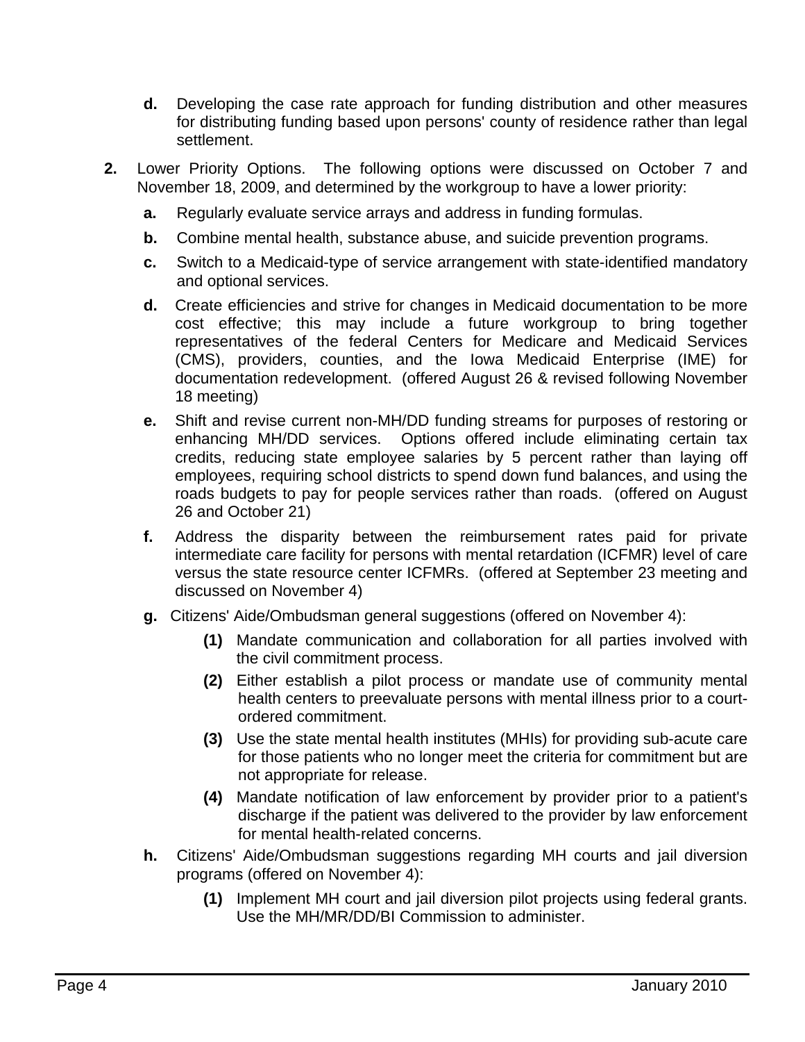- **d.** Developing the case rate approach for funding distribution and other measures for distributing funding based upon persons' county of residence rather than legal settlement.

2. **Lower Priority Options.** The following options were discussed on October 7 and November 18, 2009, and determined by the workgroup to have a lower priority:
   - **a.** Regularly evaluate service arrays and address in funding formulas.
   - **b.** Combine mental health, substance abuse, and suicide prevention programs.
   - **c.** Switch to a Medicaid-type of service arrangement with state-identified mandatory and optional services.
   - **d.** Create efficiencies and strive for changes in Medicaid documentation to be more cost effective; this may include a future workgroup to bring together representatives of the federal Centers for Medicare and Medicaid Services (CMS), providers, counties, and the Iowa Medicaid Enterprise (IME) for documentation redevelopment. (offered August 26 & revised following November 18 meeting)
   - **e.** Shift and revise current non-MH/DD funding streams for purposes of restoring or enhancing MH/DD services. Options offered include eliminating certain tax credits, reducing state employee salaries by 5 percent rather than laying off employees, requiring school districts to spend down fund balances, and using the roads budgets to pay for people services rather than roads. (offered on August 26 and October 21)
   - **f.** Address the disparity between the reimbursement rates paid for private intermediate care facility for persons with mental retardation (ICFMR) level of care versus the state resource center ICFMRs. (offered at September 23 meeting and discussed on November 4)
   - **g.** Citizens' Aide/Ombudsman general suggestions (offered on November 4):
     - **(1)** Mandate communication and collaboration for all parties involved with the civil commitment process.
     - **(2)** Either establish a pilot process or mandate use of community mental health centers to preevaluate persons with mental illness prior to a court-ordered commitment.
     - **(3)** Use the state mental health institutes (MHIs) for providing sub-acute care for those patients who no longer meet the criteria for commitment but are not appropriate for release.
     - **(4)** Mandate notification of law enforcement by provider prior to a patient's discharge if the patient was delivered to the provider by law enforcement for mental health-related concerns.
   - **h.** Citizens' Aide/Ombudsman suggestions regarding MH courts and jail diversion programs (offered on November 4):
     - **(1)** Implement MH court and jail diversion pilot projects using federal grants. Use the MH/MR/DD/BI Commission to administer.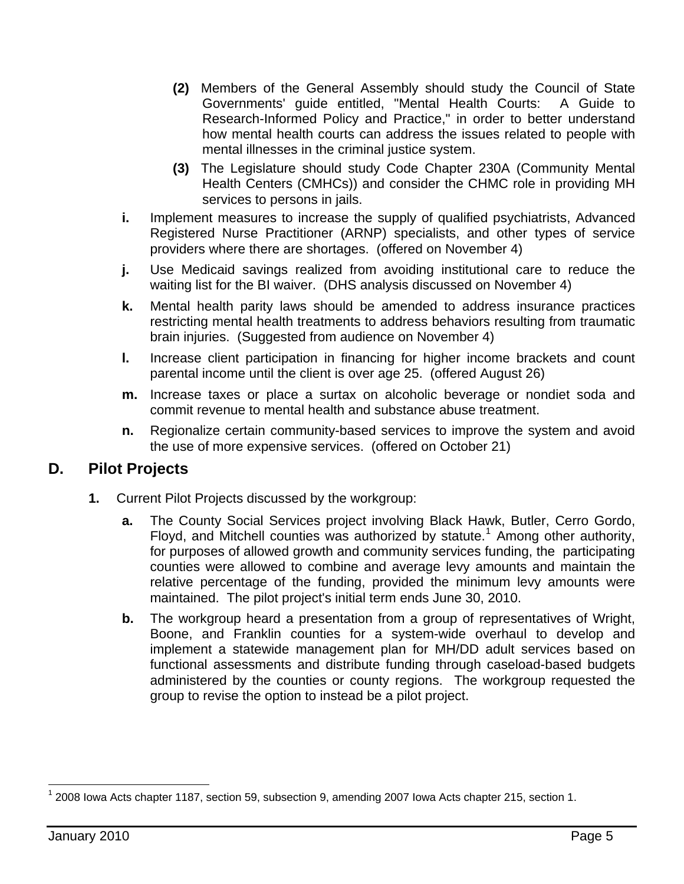(2) Members of the General Assembly should study the Council of State Governments' guide entitled, "Mental Health Courts: A Guide to Research-Informed Policy and Practice," in order to better understand how mental health courts can address the issues related to people with mental illnesses in the criminal justice system.

(3) The Legislature should study Code Chapter 230A (Community Mental Health Centers (CMHCs)) and consider the CHMC role in providing MH services to persons in jails.

**i.** Implement measures to increase the supply of qualified psychiatrists, Advanced Registered Nurse Practitioner (ARNP) specialists, and other types of service providers where there are shortages. (offered on November 4)

**j.** Use Medicaid savings realized from avoiding institutional care to reduce the waiting list for the BI waiver. (DHS analysis discussed on November 4)

**k.** Mental health parity laws should be amended to address insurance practices restricting mental health treatments to address behaviors resulting from traumatic brain injuries. (Suggested from audience on November 4)

**l.** Increase client participation in financing for higher income brackets and count parental income until the client is over age 25. (offered August 26)

**m.** Increase taxes or place a surtax on alcoholic beverage or nondiet soda and commit revenue to mental health and substance abuse treatment.

**n.** Regionalize certain community-based services to improve the system and avoid the use of more expensive services. (offered on October 21)

## D. Pilot Projects

**1.** Current Pilot Projects discussed by the workgroup:

**a.** The County Social Services project involving Black Hawk, Butler, Cerro Gordo, Floyd, and Mitchell counties was authorized by statute.[1] Among other authority, for purposes of allowed growth and community services funding, the participating counties were allowed to combine and average levy amounts and maintain the relative percentage of the funding, provided the minimum levy amounts were maintained. The pilot project's initial term ends June 30, 2010.

**b.** The workgroup heard a presentation from a group of representatives of Wright, Boone, and Franklin counties for a system-wide overhaul to develop and implement a statewide management plan for MH/DD adult services based on functional assessments and distribute funding through caseload-based budgets administered by the counties or county regions. The workgroup requested the group to revise the option to instead be a pilot project.

---

[1] 2008 Iowa Acts chapter 1187, section 59, subsection 9, amending 2007 Iowa Acts chapter 215, section 1.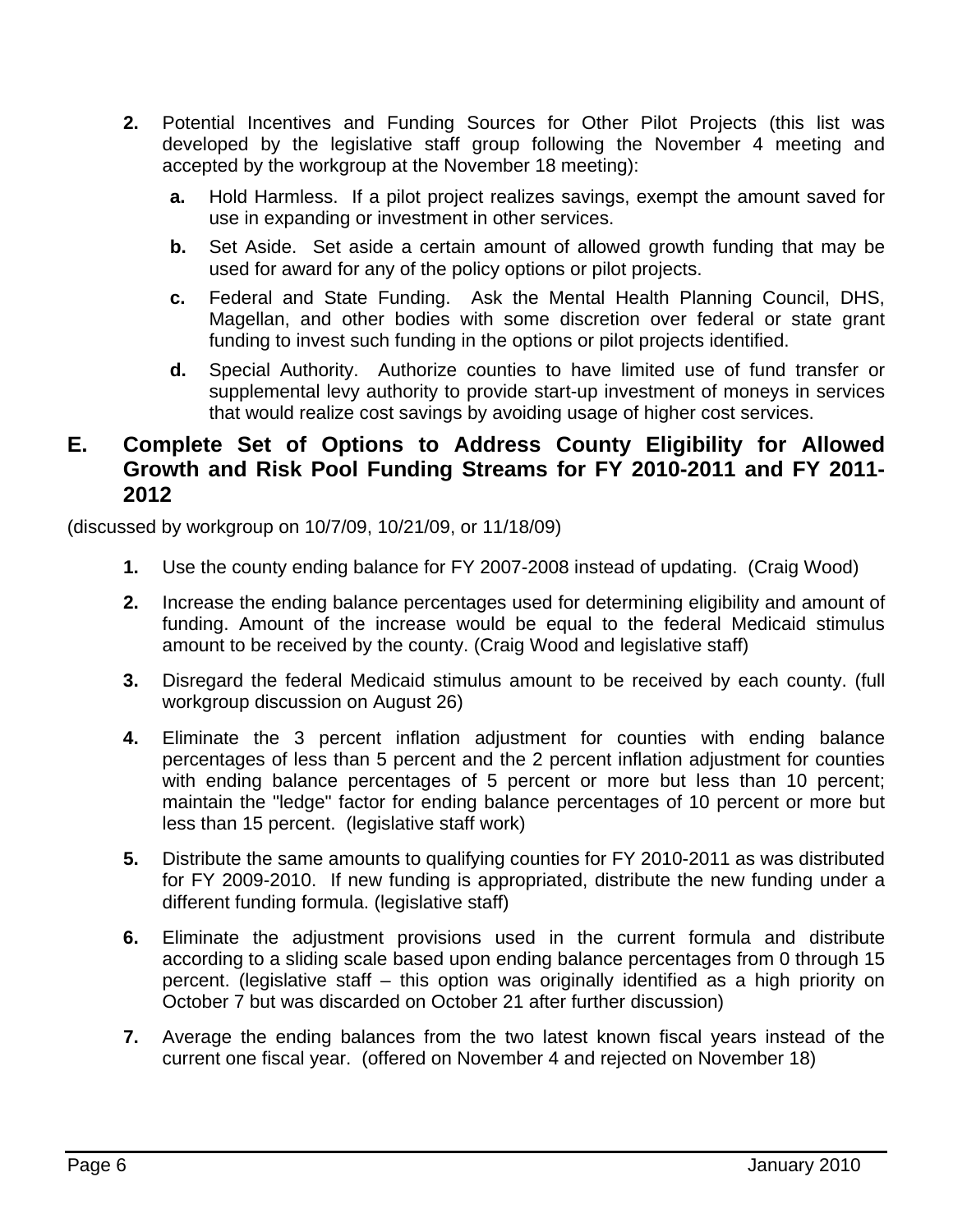2. **Potential Incentives and Funding Sources for Other Pilot Projects** (this list was developed by the legislative staff group following the November 4 meeting and accepted by the workgroup at the November 18 meeting):

   a. Hold Harmless. If a pilot project realizes savings, exempt the amount saved for use in expanding or investment in other services.

   b. Set Aside. Set aside a certain amount of allowed growth funding that may be used for award for any of the policy options or pilot projects.

   c. Federal and State Funding. Ask the Mental Health Planning Council, DHS, Magellan, and other bodies with some discretion over federal or state grant funding to invest such funding in the options or pilot projects identified.

   d. Special Authority. Authorize counties to have limited use of fund transfer or supplemental levy authority to provide start-up investment of moneys in services that would realize cost savings by avoiding usage of higher cost services.

## E. Complete Set of Options to Address County Eligibility for Allowed Growth and Risk Pool Funding Streams for FY 2010-2011 and FY 2011-2012

(discussed by workgroup on 10/7/09, 10/21/09, or 11/18/09)

1. Use the county ending balance for FY 2007-2008 instead of updating. (Craig Wood)

2. Increase the ending balance percentages used for determining eligibility and amount of funding. Amount of the increase would be equal to the federal Medicaid stimulus amount to be received by the county. (Craig Wood and legislative staff)

3. Disregard the federal Medicaid stimulus amount to be received by each county. (full workgroup discussion on August 26)

4. Eliminate the 3 percent inflation adjustment for counties with ending balance percentages of less than 5 percent and the 2 percent inflation adjustment for counties with ending balance percentages of 5 percent or more but less than 10 percent; maintain the "ledge" factor for ending balance percentages of 10 percent or more but less than 15 percent. (legislative staff work)

5. Distribute the same amounts to qualifying counties for FY 2010-2011 as was distributed for FY 2009-2010. If new funding is appropriated, distribute the new funding under a different funding formula. (legislative staff)

6. Eliminate the adjustment provisions used in the current formula and distribute according to a sliding scale based upon ending balance percentages from 0 through 15 percent. (legislative staff – this option was originally identified as a high priority on October 7 but was discarded on October 21 after further discussion)

7. Average the ending balances from the two latest known fiscal years instead of the current one fiscal year. (offered on November 4 and rejected on November 18)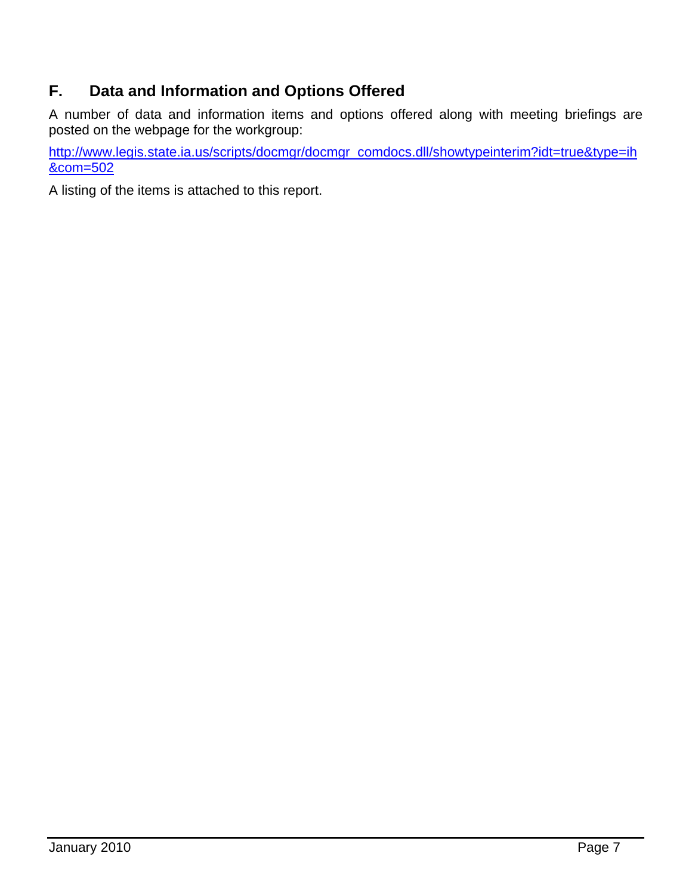## F. Data and Information and Options Offered

A number of data and information items and options offered along with meeting briefings are posted on the webpage for the workgroup:

http://www.legis.state.ia.us/scripts/docmgr/docmgr_comdocs.dll/showtypeinterim?idt=true&type=ih&com=502

A listing of the items is attached to this report.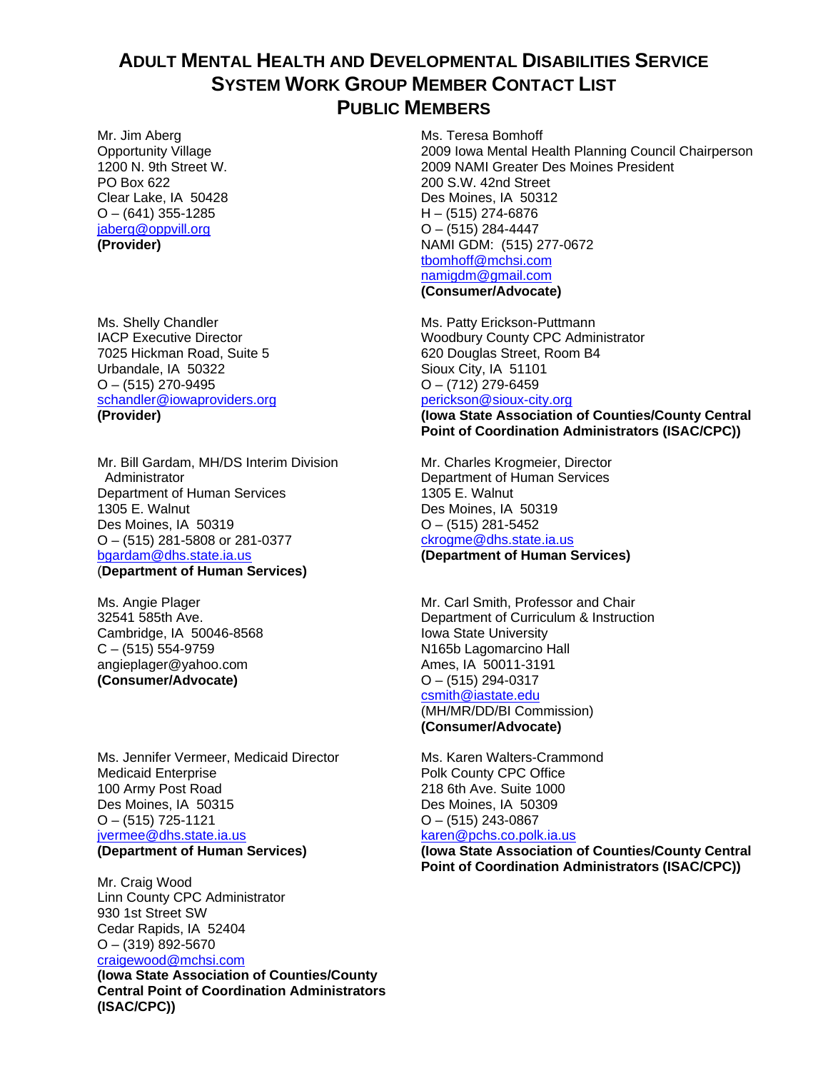# Adult Mental Health and Developmental Disabilities Service System Work Group Member Contact List
## Public Members

Mr. Jim Aberg
Opportunity Village
1200 N. 9th Street W.
PO Box 622
Clear Lake, IA 50428
O – (641) 355-1285
jaberg@oppvill.org
**(Provider)**

Ms. Teresa Bomhoff
2009 Iowa Mental Health Planning Council Chairperson
2009 NAMI Greater Des Moines President
200 S.W. 42nd Street
Des Moines, IA 50312
H – (515) 274-6876
O – (515) 284-4447
NAMI GDM: (515) 277-0672
tbomhoff@mchsi.com
namigdm@gmail.com
**(Consumer/Advocate)**

Ms. Shelly Chandler
IACP Executive Director
7025 Hickman Road, Suite 5
Urbandale, IA 50322
O – (515) 270-9495
schandler@iowaproviders.org
**(Provider)**

Ms. Patty Erickson-Puttmann
Woodbury County CPC Administrator
620 Douglas Street, Room B4
Sioux City, IA 51101
O – (712) 279-6459
perickson@sioux-city.org
**(Iowa State Association of Counties/County Central Point of Coordination Administrators (ISAC/CPC))**

Mr. Bill Gardam, MH/DS Interim Division Administrator
Department of Human Services
1305 E. Walnut
Des Moines, IA 50319
O – (515) 281-5808 or 281-0377
bgardam@dhs.state.ia.us
**(Department of Human Services)**

Mr. Charles Krogmeier, Director
Department of Human Services
1305 E. Walnut
Des Moines, IA 50319
O – (515) 281-5452
ckrogme@dhs.state.ia.us
**(Department of Human Services)**

Ms. Angie Plager
32541 585th Ave.
Cambridge, IA 50046-8568
C – (515) 554-9759
angieplager@yahoo.com
**(Consumer/Advocate)**

Mr. Carl Smith, Professor and Chair
Department of Curriculum & Instruction
Iowa State University
N165b Lagomarcino Hall
Ames, IA 50011-3191
O – (515) 294-0317
csmith@iastate.edu
(MH/MR/DD/BI Commission)
**(Consumer/Advocate)**

Ms. Jennifer Vermeer, Medicaid Director
Medicaid Enterprise
100 Army Post Road
Des Moines, IA 50315
O – (515) 725-1121
jvermee@dhs.state.ia.us
**(Department of Human Services)**

Ms. Karen Walters-Crammond
Polk County CPC Office
218 6th Ave. Suite 1000
Des Moines, IA 50309
O – (515) 243-0867
karen@pchs.co.polk.ia.us
**(Iowa State Association of Counties/County Central Point of Coordination Administrators (ISAC/CPC))**

Mr. Craig Wood
Linn County CPC Administrator
930 1st Street SW
Cedar Rapids, IA 52404
O – (319) 892-5670
craigewood@mchsi.com
**(Iowa State Association of Counties/County Central Point of Coordination Administrators (ISAC/CPC))**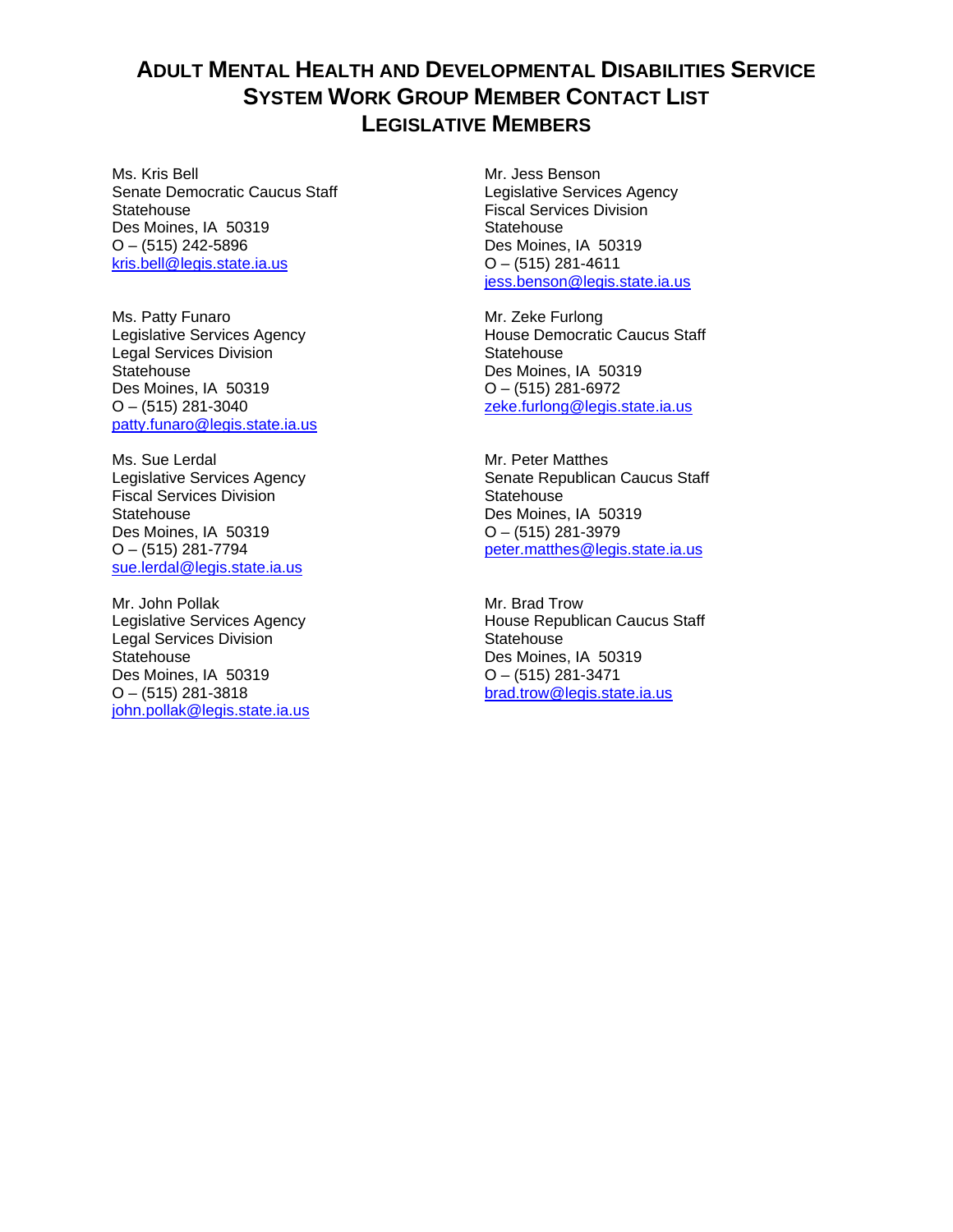# Adult Mental Health and Developmental Disabilities Service System Work Group Member Contact List Legislative Members

Ms. Kris Bell
Senate Democratic Caucus Staff
Statehouse
Des Moines, IA 50319
O – (515) 242-5896
kris.bell@legis.state.ia.us

Mr. Jess Benson
Legislative Services Agency
Fiscal Services Division
Statehouse
Des Moines, IA 50319
O – (515) 281-4611
jess.benson@legis.state.ia.us

Ms. Patty Funaro
Legislative Services Agency
Legal Services Division
Statehouse
Des Moines, IA 50319
O – (515) 281-3040
patty.funaro@legis.state.ia.us

Mr. Zeke Furlong
House Democratic Caucus Staff
Statehouse
Des Moines, IA 50319
O – (515) 281-6972
zeke.furlong@legis.state.ia.us

Ms. Sue Lerdal
Legislative Services Agency
Fiscal Services Division
Statehouse
Des Moines, IA 50319
O – (515) 281-7794
sue.lerdal@legis.state.ia.us

Mr. Peter Matthes
Senate Republican Caucus Staff
Statehouse
Des Moines, IA 50319
O – (515) 281-3979
peter.matthes@legis.state.ia.us

Mr. John Pollak
Legislative Services Agency
Legal Services Division
Statehouse
Des Moines, IA 50319
O – (515) 281-3818
john.pollak@legis.state.ia.us

Mr. Brad Trow
House Republican Caucus Staff
Statehouse
Des Moines, IA 50319
O – (515) 281-3471
brad.trow@legis.state.ia.us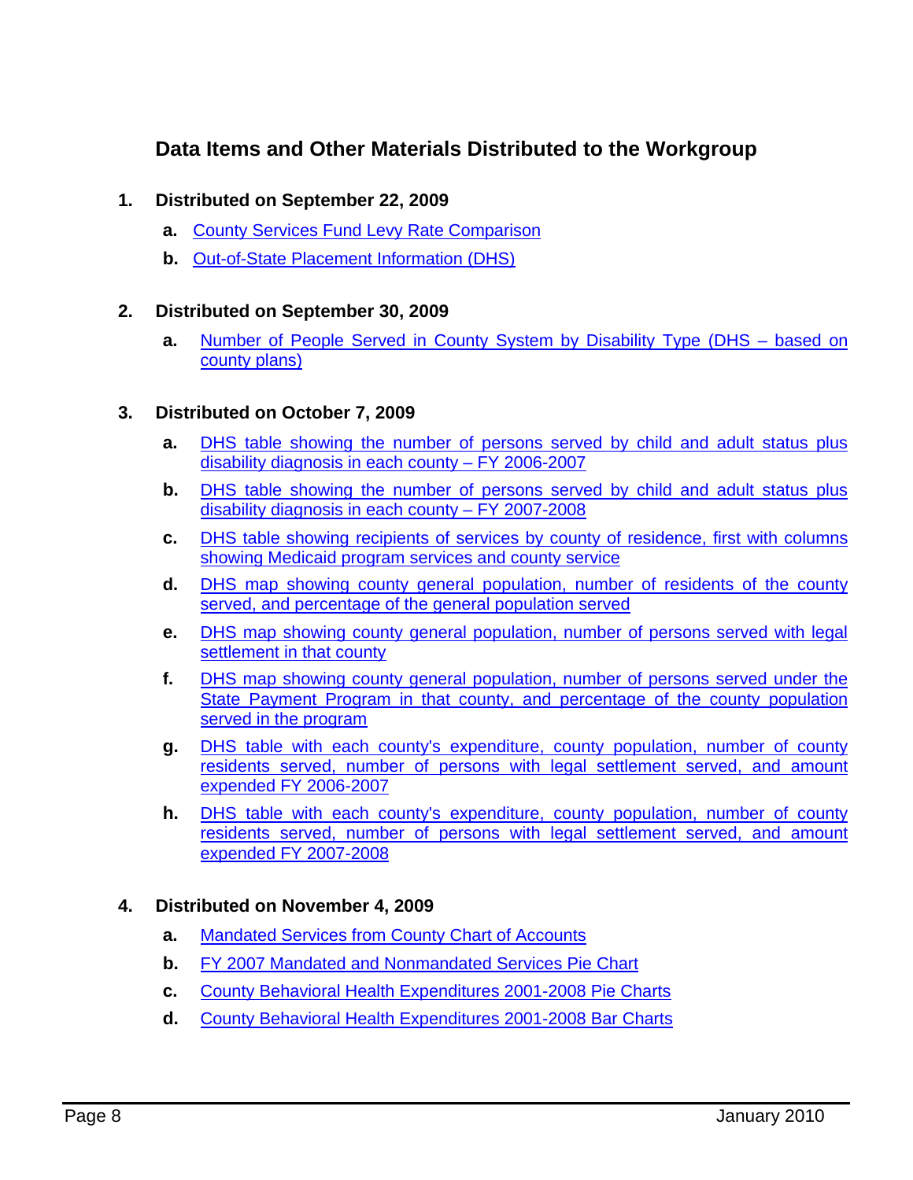## Data Items and Other Materials Distributed to the Workgroup

1. **Distributed on September 22, 2009**

   **a.** County Services Fund Levy Rate Comparison

   **b.** Out-of-State Placement Information (DHS)

2. **Distributed on September 30, 2009**

   **a.** Number of People Served in County System by Disability Type (DHS – based on county plans)

3. **Distributed on October 7, 2009**

   **a.** DHS table showing the number of persons served by child and adult status plus disability diagnosis in each county – FY 2006-2007

   **b.** DHS table showing the number of persons served by child and adult status plus disability diagnosis in each county – FY 2007-2008

   **c.** DHS table showing recipients of services by county of residence, first with columns showing Medicaid program services and county service

   **d.** DHS map showing county general population, number of residents of the county served, and percentage of the general population served

   **e.** DHS map showing county general population, number of persons served with legal settlement in that county

   **f.** DHS map showing county general population, number of persons served under the State Payment Program in that county, and percentage of the county population served in the program

   **g.** DHS table with each county's expenditure, county population, number of county residents served, number of persons with legal settlement served, and amount expended FY 2006-2007

   **h.** DHS table with each county's expenditure, county population, number of county residents served, number of persons with legal settlement served, and amount expended FY 2007-2008

4. **Distributed on November 4, 2009**

   **a.** Mandated Services from County Chart of Accounts

   **b.** FY 2007 Mandated and Nonmandated Services Pie Chart

   **c.** County Behavioral Health Expenditures 2001-2008 Pie Charts

   **d.** County Behavioral Health Expenditures 2001-2008 Bar Charts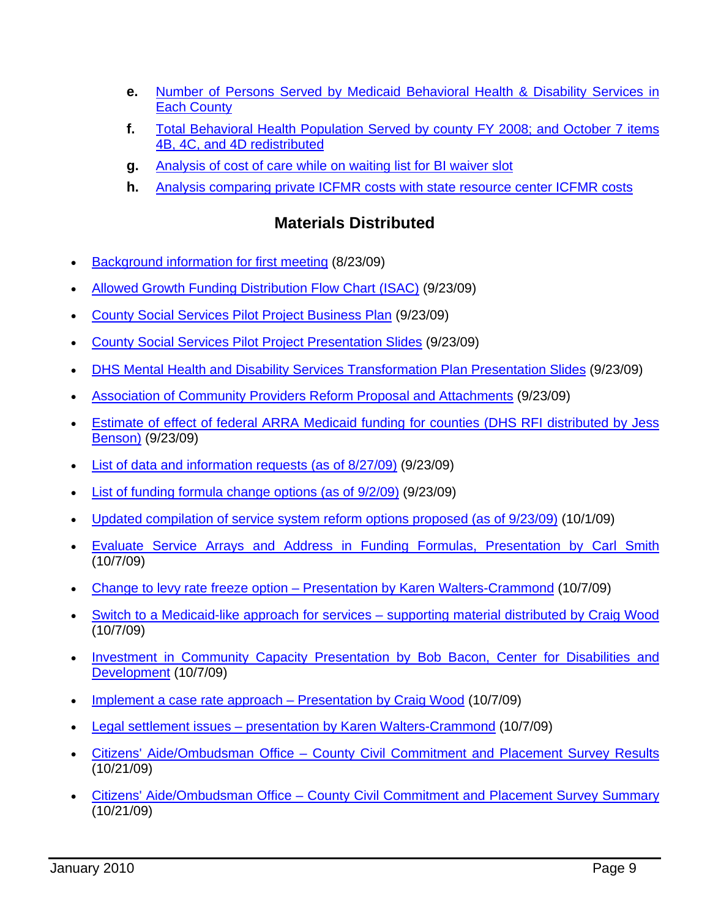e. Number of Persons Served by Medicaid Behavioral Health & Disability Services in Each County

f. Total Behavioral Health Population Served by county FY 2008; and October 7 items 4B, 4C, and 4D redistributed

g. Analysis of cost of care while on waiting list for BI waiver slot

h. Analysis comparing private ICFMR costs with state resource center ICFMR costs

## Materials Distributed

- Background information for first meeting (8/23/09)
- Allowed Growth Funding Distribution Flow Chart (ISAC) (9/23/09)
- County Social Services Pilot Project Business Plan (9/23/09)
- County Social Services Pilot Project Presentation Slides (9/23/09)
- DHS Mental Health and Disability Services Transformation Plan Presentation Slides (9/23/09)
- Association of Community Providers Reform Proposal and Attachments (9/23/09)
- Estimate of effect of federal ARRA Medicaid funding for counties (DHS RFI distributed by Jess Benson) (9/23/09)
- List of data and information requests (as of 8/27/09) (9/23/09)
- List of funding formula change options (as of 9/2/09) (9/23/09)
- Updated compilation of service system reform options proposed (as of 9/23/09) (10/1/09)
- Evaluate Service Arrays and Address in Funding Formulas, Presentation by Carl Smith (10/7/09)
- Change to levy rate freeze option – Presentation by Karen Walters-Crammond (10/7/09)
- Switch to a Medicaid-like approach for services – supporting material distributed by Craig Wood (10/7/09)
- Investment in Community Capacity Presentation by Bob Bacon, Center for Disabilities and Development (10/7/09)
- Implement a case rate approach – Presentation by Craig Wood (10/7/09)
- Legal settlement issues – presentation by Karen Walters-Crammond (10/7/09)
- Citizens' Aide/Ombudsman Office – County Civil Commitment and Placement Survey Results (10/21/09)
- Citizens' Aide/Ombudsman Office – County Civil Commitment and Placement Survey Summary (10/21/09)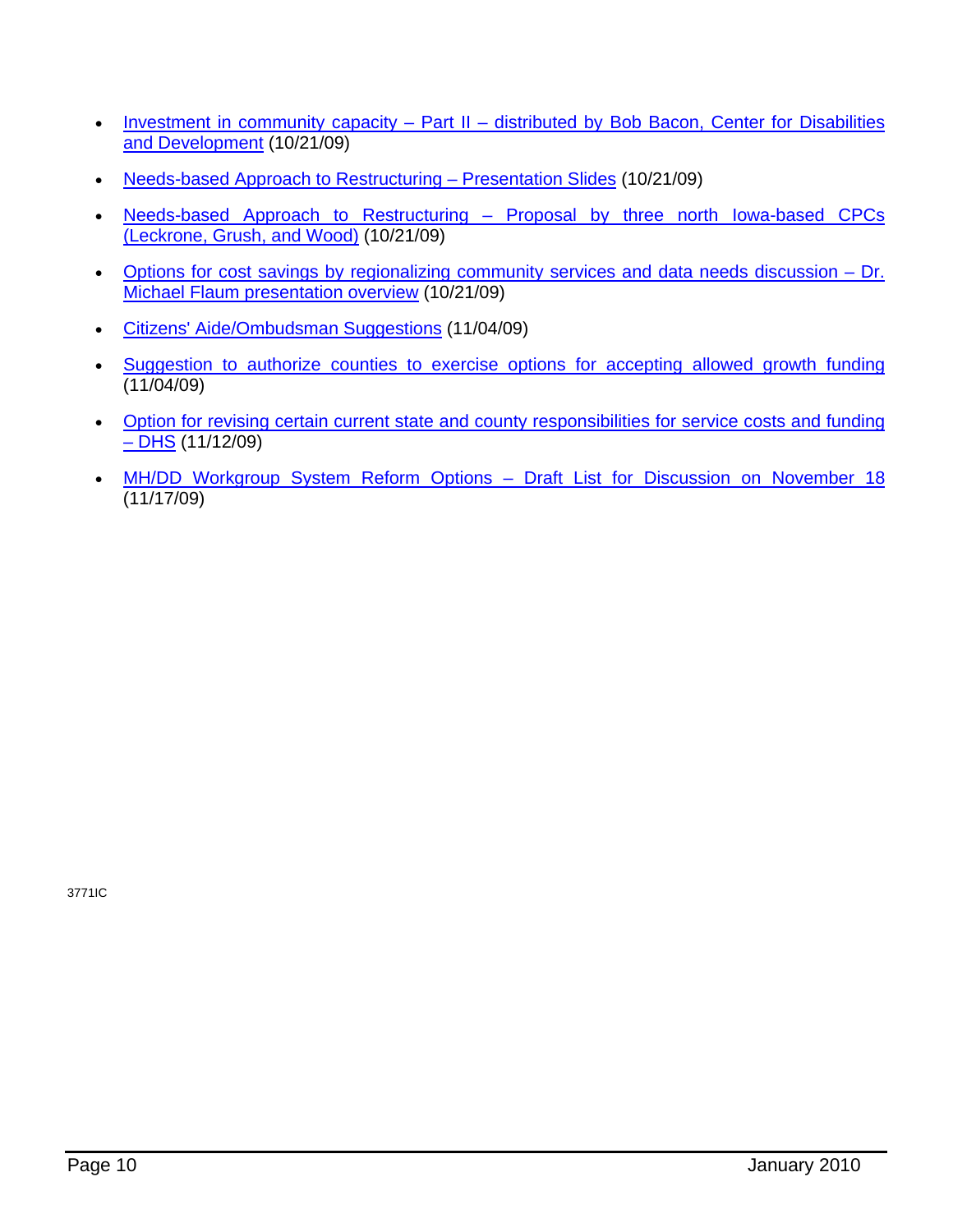- Investment in community capacity – Part II – distributed by Bob Bacon, Center for Disabilities and Development (10/21/09)
- Needs-based Approach to Restructuring – Presentation Slides (10/21/09)
- Needs-based Approach to Restructuring – Proposal by three north Iowa-based CPCs (Leckrone, Grush, and Wood) (10/21/09)
- Options for cost savings by regionalizing community services and data needs discussion – Dr. Michael Flaum presentation overview (10/21/09)
- Citizens' Aide/Ombudsman Suggestions (11/04/09)
- Suggestion to authorize counties to exercise options for accepting allowed growth funding (11/04/09)
- Option for revising certain current state and county responsibilities for service costs and funding – DHS (11/12/09)
- MH/DD Workgroup System Reform Options – Draft List for Discussion on November 18 (11/17/09)

3771IC